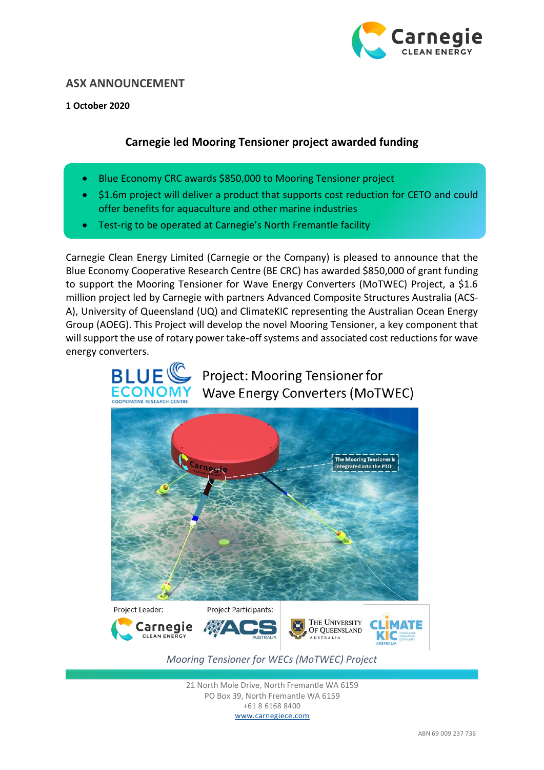## ASX ANNOUNCEMENT

**1 October 2020**

### Carnegie led Mooring Tensioner project awarded funding

- Blue Economy CRC awards $850,000 to Mooring Tensioner project
- $1.6m project will deliver a product that supports cost reduction for CETO and could offer benefits for aquaculture and other marine industries
- Test-rig to be operated at Carnegie's North Fremantle facility

Carnegie Clean Energy Limited (Carnegie or the Company) is pleased to announce that the Blue Economy Cooperative Research Centre (BE CRC) has awarded $850,000 of grant funding to support the Mooring Tensioner for Wave Energy Converters (MoTWEC) Project, a $1.6 million project led by Carnegie with partners Advanced Composite Structures Australia (ACS-A), University of Queensland (UQ) and ClimateKIC representing the Australian Ocean Energy Group (AOEG). This Project will develop the novel Mooring Tensioner, a key component that will support the use of rotary power take-off systems and associated cost reductions for wave energy converters.

Project: Mooring Tensioner for Wave Energy Converters (MoTWEC)

The Mooring Tensioner is integrated into the PTO

Project Leader: Carnegie Clean Energy

Project Participants: ACS Australia, The University of Queensland Australia, Climate KIC Australia

*Mooring Tensioner for WECs (MoTWEC) Project*

21 North Mole Drive, North Fremantle WA 6159
PO Box 39, North Fremantle WA 6159
+61 8 6168 8400
www.carnegiece.com

ABN 69 009 237 736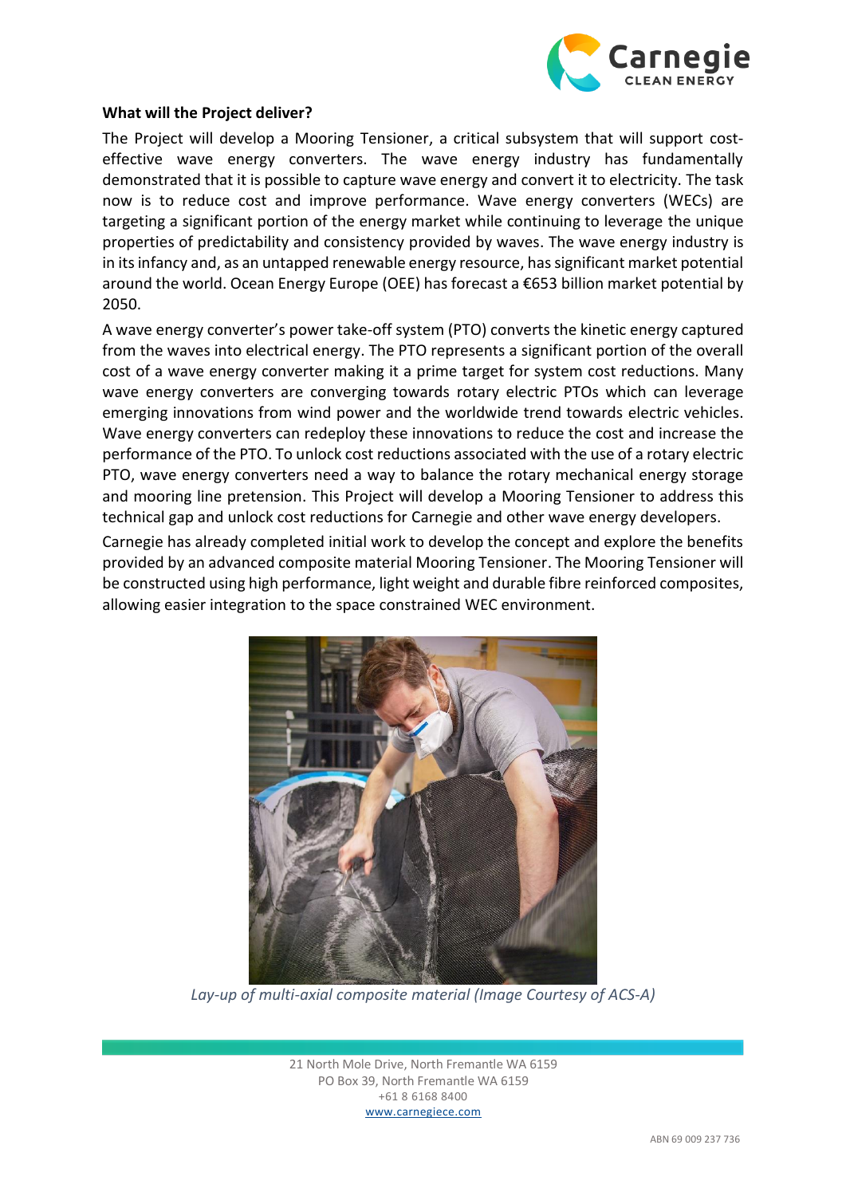**What will the Project deliver?**

The Project will develop a Mooring Tensioner, a critical subsystem that will support cost-effective wave energy converters. The wave energy industry has fundamentally demonstrated that it is possible to capture wave energy and convert it to electricity. The task now is to reduce cost and improve performance. Wave energy converters (WECs) are targeting a significant portion of the energy market while continuing to leverage the unique properties of predictability and consistency provided by waves. The wave energy industry is in its infancy and, as an untapped renewable energy resource, has significant market potential around the world. Ocean Energy Europe (OEE) has forecast a €653 billion market potential by 2050.

A wave energy converter's power take-off system (PTO) converts the kinetic energy captured from the waves into electrical energy. The PTO represents a significant portion of the overall cost of a wave energy converter making it a prime target for system cost reductions. Many wave energy converters are converging towards rotary electric PTOs which can leverage emerging innovations from wind power and the worldwide trend towards electric vehicles. Wave energy converters can redeploy these innovations to reduce the cost and increase the performance of the PTO. To unlock cost reductions associated with the use of a rotary electric PTO, wave energy converters need a way to balance the rotary mechanical energy storage and mooring line pretension. This Project will develop a Mooring Tensioner to address this technical gap and unlock cost reductions for Carnegie and other wave energy developers.

Carnegie has already completed initial work to develop the concept and explore the benefits provided by an advanced composite material Mooring Tensioner. The Mooring Tensioner will be constructed using high performance, light weight and durable fibre reinforced composites, allowing easier integration to the space constrained WEC environment.

*Lay-up of multi-axial composite material (Image Courtesy of ACS-A)*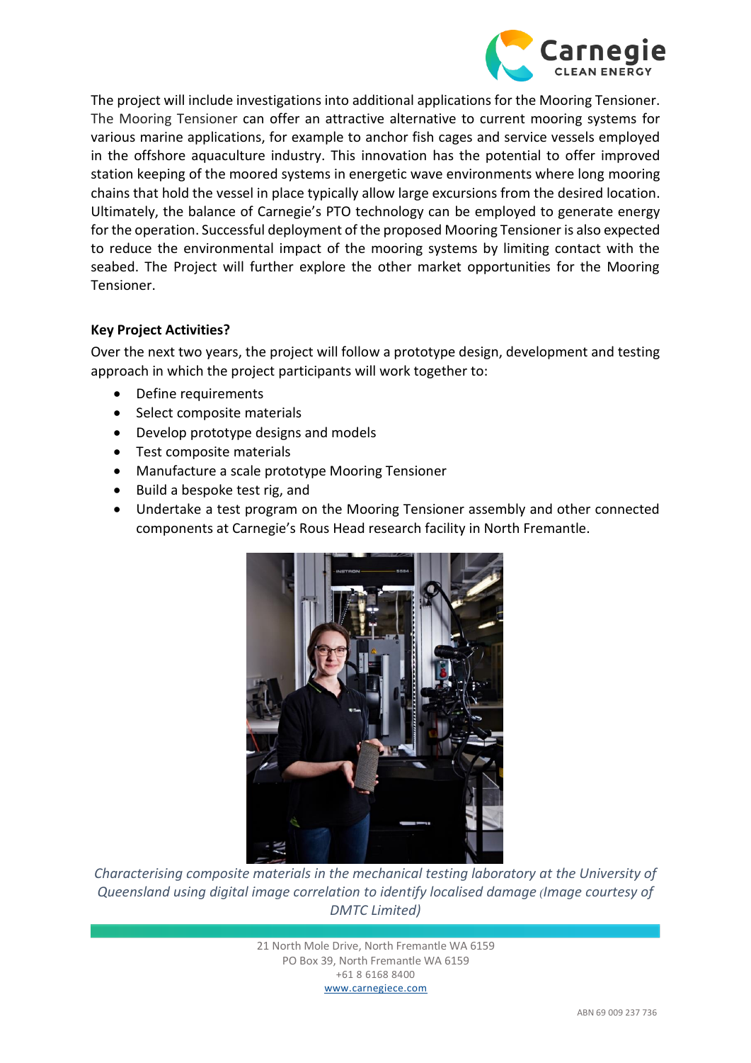The project will include investigations into additional applications for the Mooring Tensioner. The Mooring Tensioner can offer an attractive alternative to current mooring systems for various marine applications, for example to anchor fish cages and service vessels employed in the offshore aquaculture industry. This innovation has the potential to offer improved station keeping of the moored systems in energetic wave environments where long mooring chains that hold the vessel in place typically allow large excursions from the desired location. Ultimately, the balance of Carnegie's PTO technology can be employed to generate energy for the operation. Successful deployment of the proposed Mooring Tensioner is also expected to reduce the environmental impact of the mooring systems by limiting contact with the seabed. The Project will further explore the other market opportunities for the Mooring Tensioner.

**Key Project Activities?**

Over the next two years, the project will follow a prototype design, development and testing approach in which the project participants will work together to:

- Define requirements
- Select composite materials
- Develop prototype designs and models
- Test composite materials
- Manufacture a scale prototype Mooring Tensioner
- Build a bespoke test rig, and
- Undertake a test program on the Mooring Tensioner assembly and other connected components at Carnegie's Rous Head research facility in North Fremantle.

*Characterising composite materials in the mechanical testing laboratory at the University of Queensland using digital image correlation to identify localised damage (Image courtesy of DMTC Limited)*

21 North Mole Drive, North Fremantle WA 6159
PO Box 39, North Fremantle WA 6159
+61 8 6168 8400
www.carnegiece.com

ABN 69 009 237 736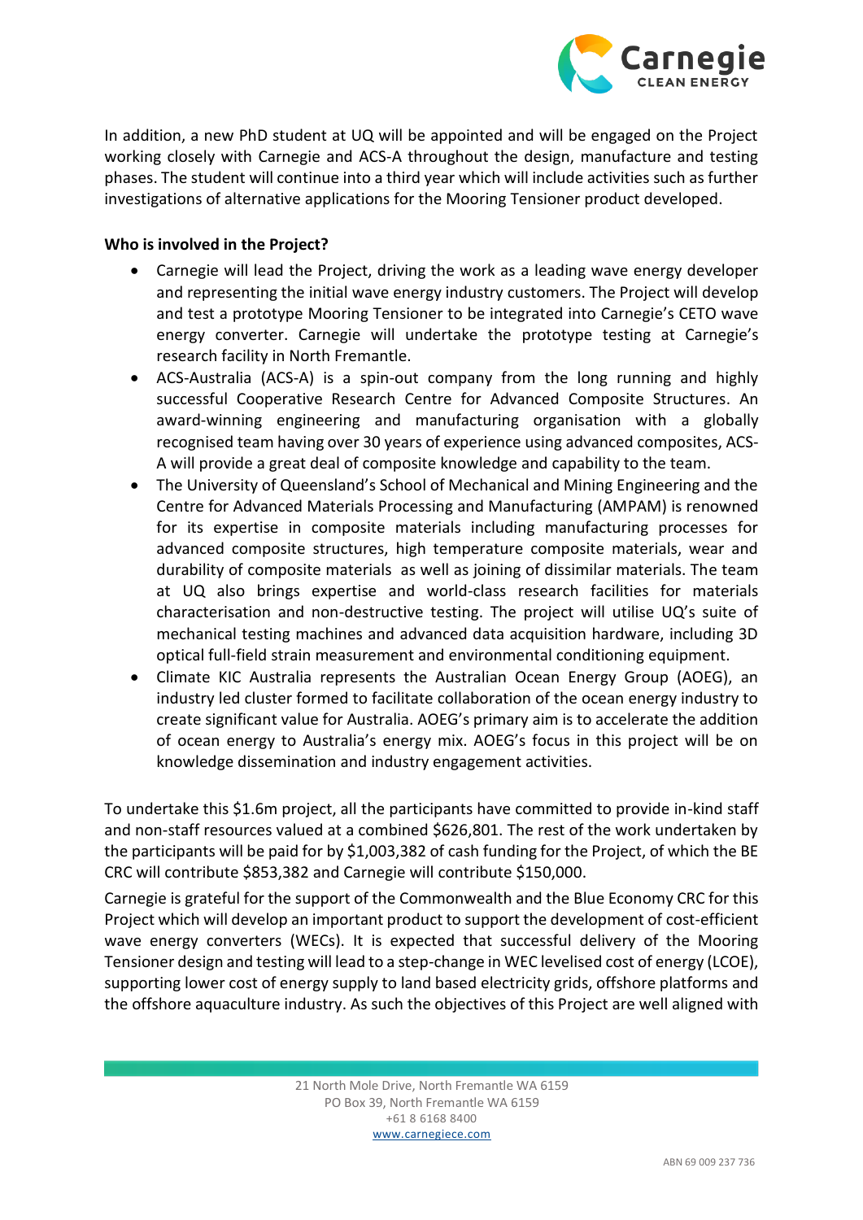In addition, a new PhD student at UQ will be appointed and will be engaged on the Project working closely with Carnegie and ACS-A throughout the design, manufacture and testing phases. The student will continue into a third year which will include activities such as further investigations of alternative applications for the Mooring Tensioner product developed.

**Who is involved in the Project?**

- Carnegie will lead the Project, driving the work as a leading wave energy developer and representing the initial wave energy industry customers. The Project will develop and test a prototype Mooring Tensioner to be integrated into Carnegie's CETO wave energy converter. Carnegie will undertake the prototype testing at Carnegie's research facility in North Fremantle.
- ACS-Australia (ACS-A) is a spin-out company from the long running and highly successful Cooperative Research Centre for Advanced Composite Structures. An award-winning engineering and manufacturing organisation with a globally recognised team having over 30 years of experience using advanced composites, ACS-A will provide a great deal of composite knowledge and capability to the team.
- The University of Queensland's School of Mechanical and Mining Engineering and the Centre for Advanced Materials Processing and Manufacturing (AMPAM) is renowned for its expertise in composite materials including manufacturing processes for advanced composite structures, high temperature composite materials, wear and durability of composite materials as well as joining of dissimilar materials. The team at UQ also brings expertise and world-class research facilities for materials characterisation and non-destructive testing. The project will utilise UQ's suite of mechanical testing machines and advanced data acquisition hardware, including 3D optical full-field strain measurement and environmental conditioning equipment.
- Climate KIC Australia represents the Australian Ocean Energy Group (AOEG), an industry led cluster formed to facilitate collaboration of the ocean energy industry to create significant value for Australia. AOEG's primary aim is to accelerate the addition of ocean energy to Australia's energy mix. AOEG's focus in this project will be on knowledge dissemination and industry engagement activities.

To undertake this $1.6m project, all the participants have committed to provide in-kind staff and non-staff resources valued at a combined $626,801. The rest of the work undertaken by the participants will be paid for by $1,003,382 of cash funding for the Project, of which the BE CRC will contribute $853,382 and Carnegie will contribute $150,000.

Carnegie is grateful for the support of the Commonwealth and the Blue Economy CRC for this Project which will develop an important product to support the development of cost-efficient wave energy converters (WECs). It is expected that successful delivery of the Mooring Tensioner design and testing will lead to a step-change in WEC levelised cost of energy (LCOE), supporting lower cost of energy supply to land based electricity grids, offshore platforms and the offshore aquaculture industry. As such the objectives of this Project are well aligned with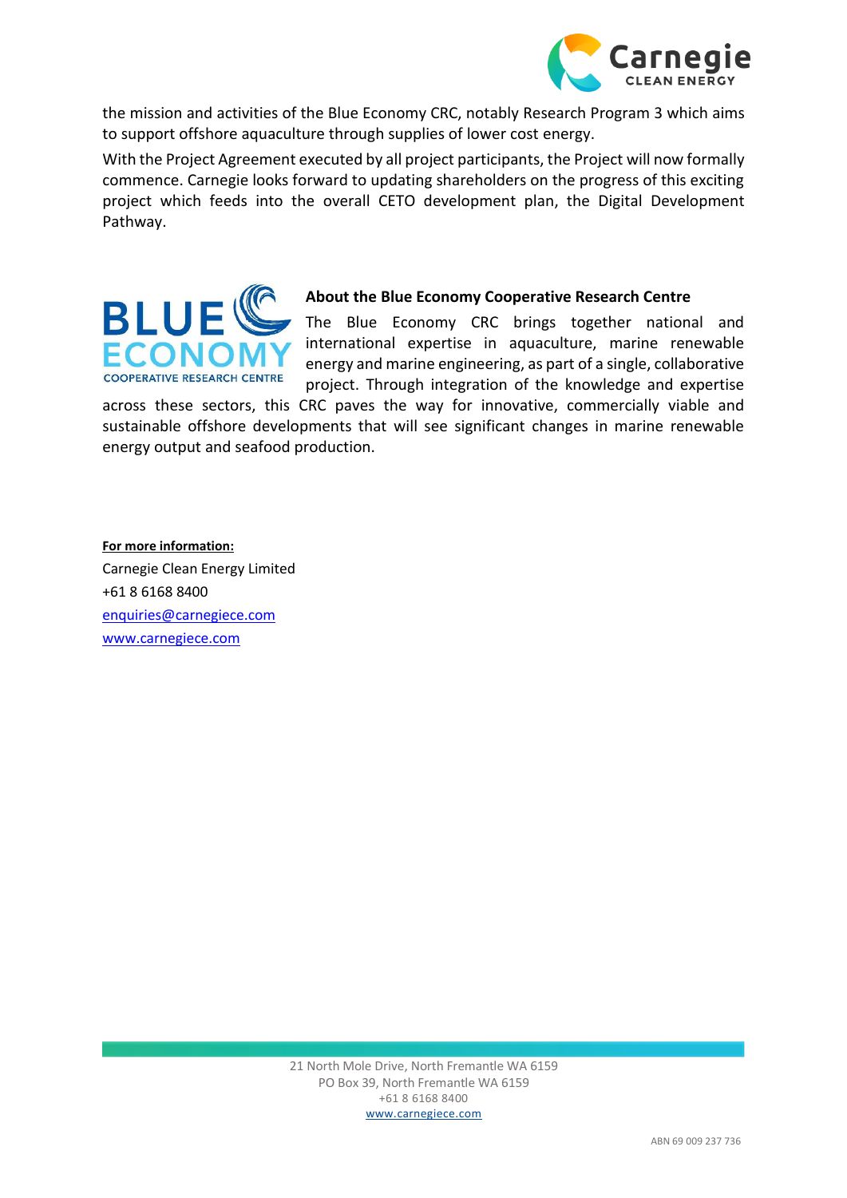the mission and activities of the Blue Economy CRC, notably Research Program 3 which aims to support offshore aquaculture through supplies of lower cost energy.

With the Project Agreement executed by all project participants, the Project will now formally commence. Carnegie looks forward to updating shareholders on the progress of this exciting project which feeds into the overall CETO development plan, the Digital Development Pathway.

### About the Blue Economy Cooperative Research Centre

The Blue Economy CRC brings together national and international expertise in aquaculture, marine renewable energy and marine engineering, as part of a single, collaborative project. Through integration of the knowledge and expertise across these sectors, this CRC paves the way for innovative, commercially viable and sustainable offshore developments that will see significant changes in marine renewable energy output and seafood production.

**For more information:**

Carnegie Clean Energy Limited
+61 8 6168 8400
enquiries@carnegiece.com
www.carnegiece.com

21 North Mole Drive, North Fremantle WA 6159
PO Box 39, North Fremantle WA 6159
+61 8 6168 8400
www.carnegiece.com

ABN 69 009 237 736